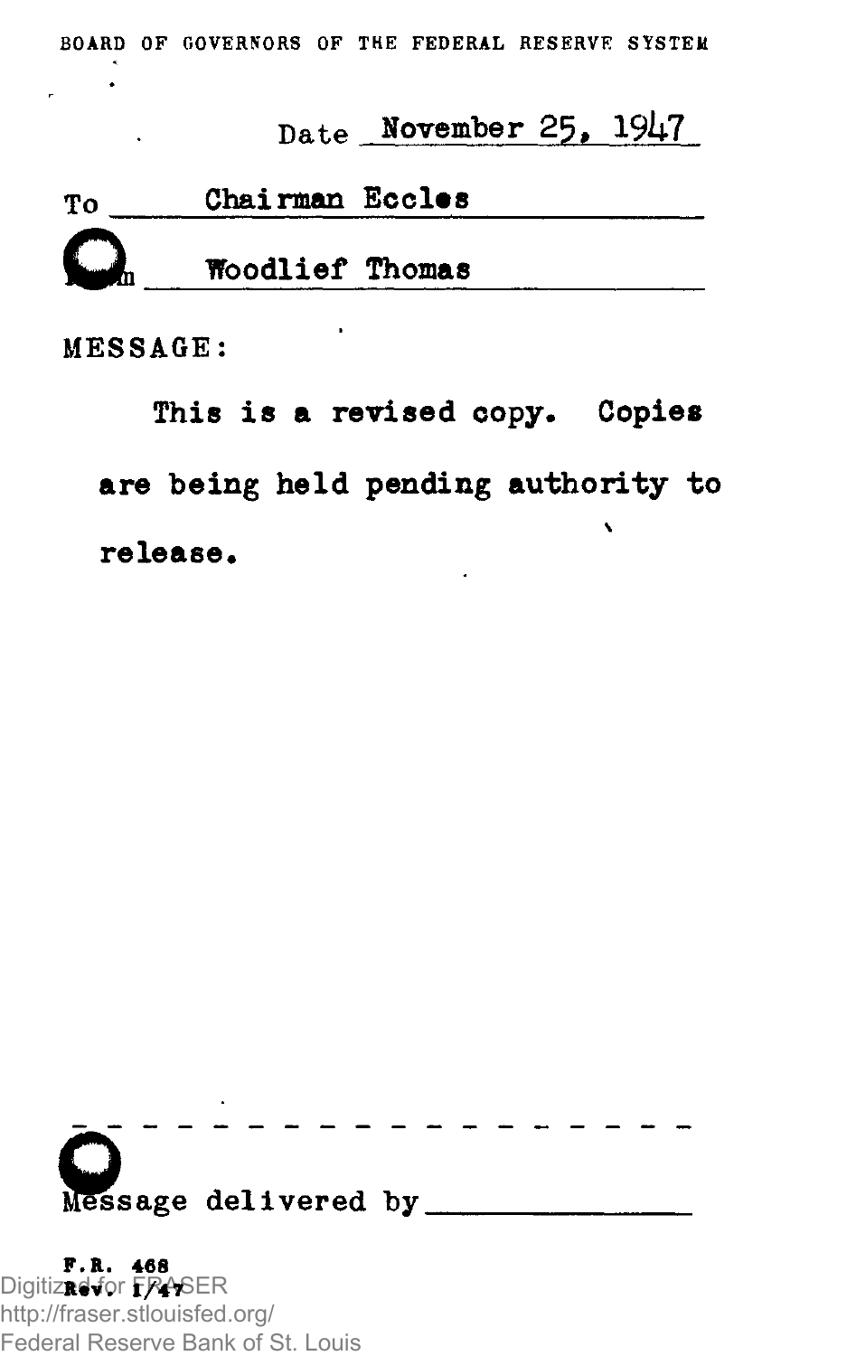BOARD OF GOVERNORS OF THE FEDERAL RESERVE SYSTEM

Date November 25, 1947

To Chairman Eccles

From Woodlief Thomas

MESSAGE:

This is a revised copy. Copies are being held pending authority to release.

---

Message delivered by ______________

F.R. 468
Rev. 1/47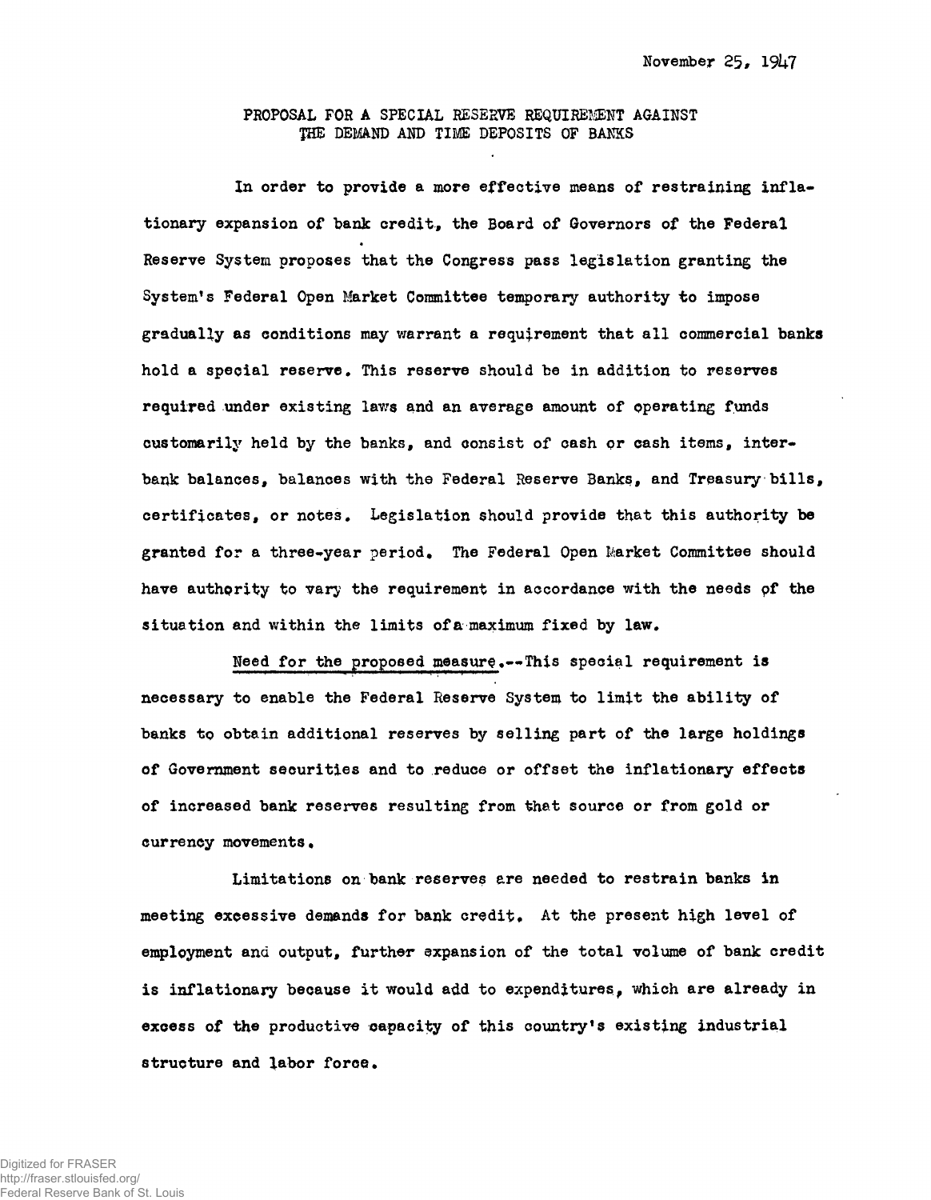November 25, 1947

# PROPOSAL FOR A SPECIAL RESERVE REQUIREMENT AGAINST THE DEMAND AND TIME DEPOSITS OF BANKS

In order to provide a more effective means of restraining inflationary expansion of bank credit, the Board of Governors of the Federal Reserve System proposes that the Congress pass legislation granting the System's Federal Open Market Committee temporary authority to impose gradually as conditions may warrant a requirement that all commercial banks hold a special reserve. This reserve should be in addition to reserves required under existing laws and an average amount of operating funds customarily held by the banks, and consist of cash or cash items, interbank balances, balances with the Federal Reserve Banks, and Treasury bills, certificates, or notes. Legislation should provide that this authority be granted for a three-year period. The Federal Open Market Committee should have authority to vary the requirement in accordance with the needs of the situation and within the limits of a maximum fixed by law.

Need for the proposed measure.--This special requirement is necessary to enable the Federal Reserve System to limit the ability of banks to obtain additional reserves by selling part of the large holdings of Government securities and to reduce or offset the inflationary effects of increased bank reserves resulting from that source or from gold or currency movements.

Limitations on bank reserves are needed to restrain banks in meeting excessive demands for bank credit. At the present high level of employment and output, further expansion of the total volume of bank credit is inflationary because it would add to expenditures, which are already in excess of the productive capacity of this country's existing industrial structure and labor force.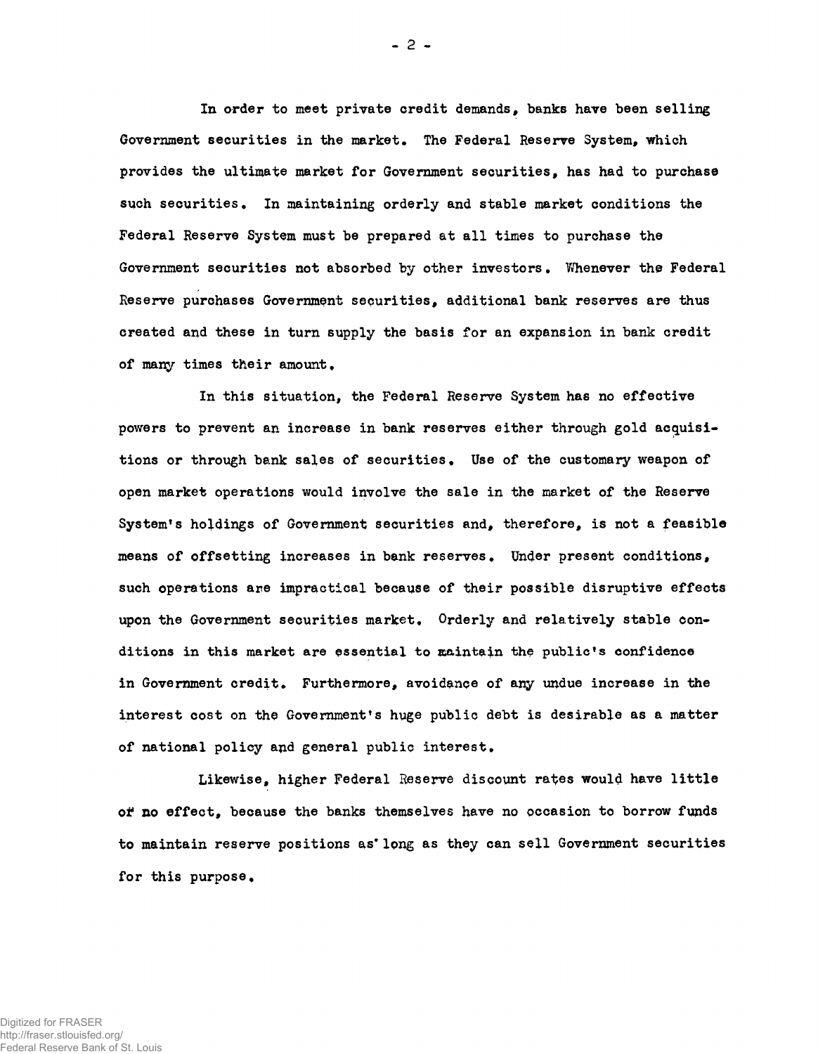In order to meet private credit demands, banks have been selling Government securities in the market. The Federal Reserve System, which provides the ultimate market for Government securities, has had to purchase such securities. In maintaining orderly and stable market conditions the Federal Reserve System must be prepared at all times to purchase the Government securities not absorbed by other investors. Whenever the Federal Reserve purchases Government securities, additional bank reserves are thus created and these in turn supply the basis for an expansion in bank credit of many times their amount.

In this situation, the Federal Reserve System has no effective powers to prevent an increase in bank reserves either through gold acquisitions or through bank sales of securities. Use of the customary weapon of open market operations would involve the sale in the market of the Reserve System's holdings of Government securities and, therefore, is not a feasible means of offsetting increases in bank reserves. Under present conditions, such operations are impractical because of their possible disruptive effects upon the Government securities market. Orderly and relatively stable conditions in this market are essential to maintain the public's confidence in Government credit. Furthermore, avoidance of any undue increase in the interest cost on the Government's huge public debt is desirable as a matter of national policy and general public interest.

Likewise, higher Federal Reserve discount rates would have little or no effect, because the banks themselves have no occasion to borrow funds to maintain reserve positions as long as they can sell Government securities for this purpose.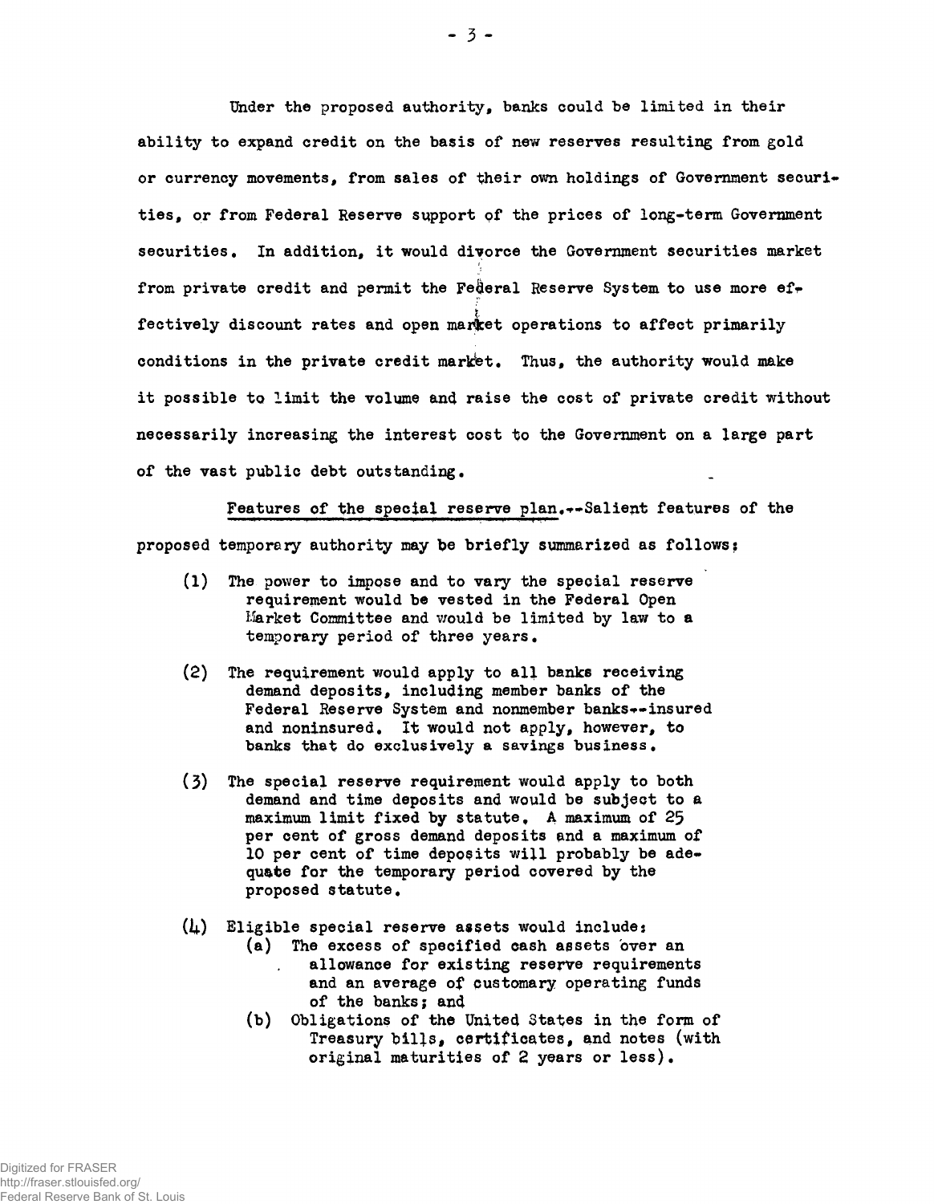Under the proposed authority, banks could be limited in their ability to expand credit on the basis of new reserves resulting from gold or currency movements, from sales of their own holdings of Government securities, or from Federal Reserve support of the prices of long-term Government securities. In addition, it would divorce the Government securities market from private credit and permit the Federal Reserve System to use more effectively discount rates and open market operations to affect primarily conditions in the private credit market. Thus, the authority would make it possible to limit the volume and raise the cost of private credit without necessarily increasing the interest cost to the Government on a large part of the vast public debt outstanding.

Features of the special reserve plan.--Salient features of the proposed temporary authority may be briefly summarized as follows:

(1) The power to impose and to vary the special reserve requirement would be vested in the Federal Open Market Committee and would be limited by law to a temporary period of three years.

(2) The requirement would apply to all banks receiving demand deposits, including member banks of the Federal Reserve System and nonmember banks--insured and noninsured. It would not apply, however, to banks that do exclusively a savings business.

(3) The special reserve requirement would apply to both demand and time deposits and would be subject to a maximum limit fixed by statute. A maximum of 25 per cent of gross demand deposits and a maximum of 10 per cent of time deposits will probably be adequate for the temporary period covered by the proposed statute.

(4) Eligible special reserve assets would include:
   (a) The excess of specified cash assets over an allowance for existing reserve requirements and an average of customary operating funds of the banks; and
   (b) Obligations of the United States in the form of Treasury bills, certificates, and notes (with original maturities of 2 years or less).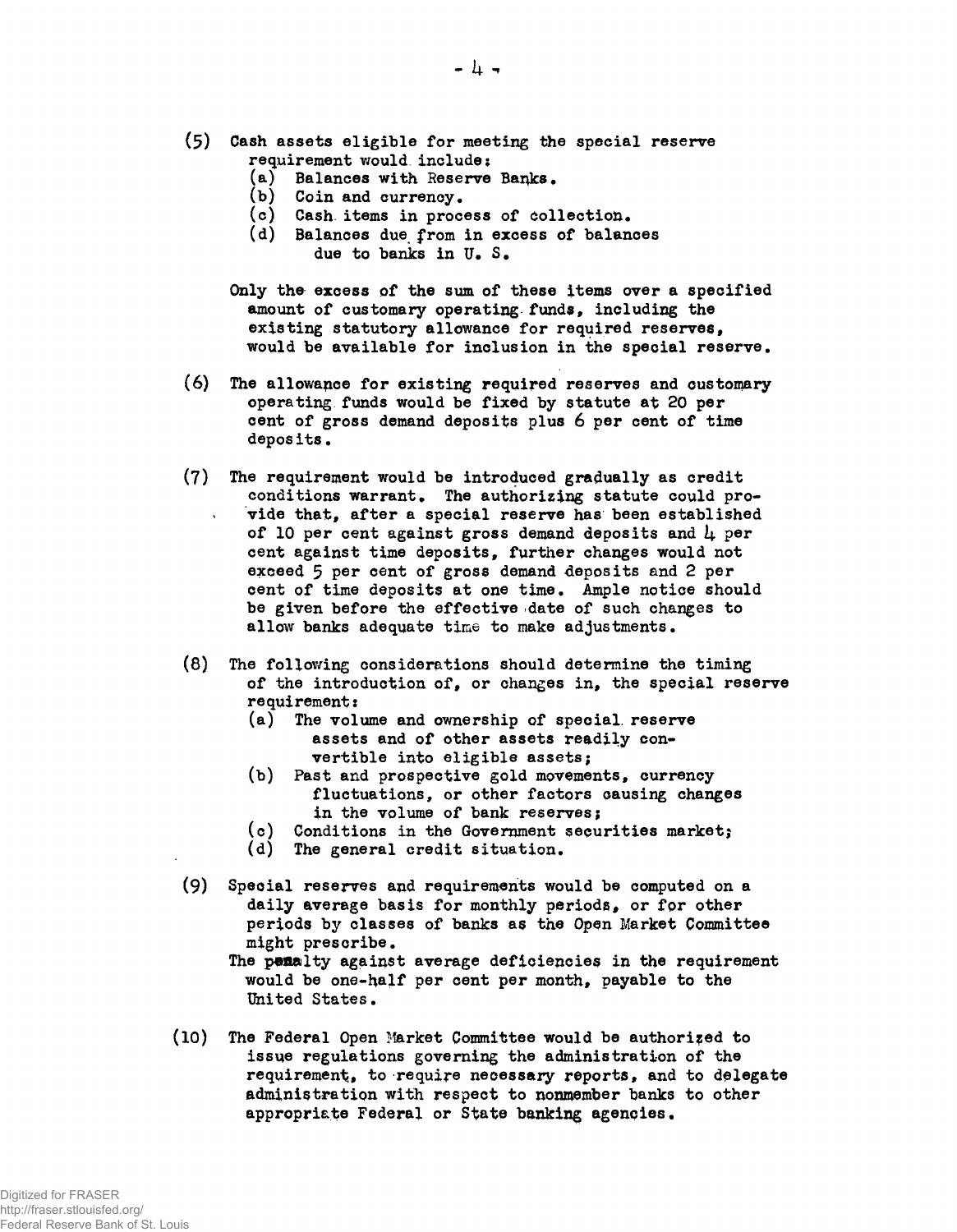(5) Cash assets eligible for meeting the special reserve requirement would include:
   (a) Balances with Reserve Banks.
   (b) Coin and currency.
   (c) Cash items in process of collection.
   (d) Balances due from in excess of balances due to banks in U. S.

   Only the excess of the sum of these items over a specified amount of customary operating funds, including the existing statutory allowance for required reserves, would be available for inclusion in the special reserve.

(6) The allowance for existing required reserves and customary operating funds would be fixed by statute at 20 per cent of gross demand deposits plus 6 per cent of time deposits.

(7) The requirement would be introduced gradually as credit conditions warrant. The authorizing statute could provide that, after a special reserve has been established of 10 per cent against gross demand deposits and 4 per cent against time deposits, further changes would not exceed 5 per cent of gross demand deposits and 2 per cent of time deposits at one time. Ample notice should be given before the effective date of such changes to allow banks adequate time to make adjustments.

(8) The following considerations should determine the timing of the introduction of, or changes in, the special reserve requirement:
   (a) The volume and ownership of special reserve assets and of other assets readily convertible into eligible assets;
   (b) Past and prospective gold movements, currency fluctuations, or other factors causing changes in the volume of bank reserves;
   (c) Conditions in the Government securities market;
   (d) The general credit situation.

(9) Special reserves and requirements would be computed on a daily average basis for monthly periods, or for other periods by classes of banks as the Open Market Committee might prescribe.
   The penalty against average deficiencies in the requirement would be one-half per cent per month, payable to the United States.

(10) The Federal Open Market Committee would be authorized to issue regulations governing the administration of the requirement, to require necessary reports, and to delegate administration with respect to nonmember banks to other appropriate Federal or State banking agencies.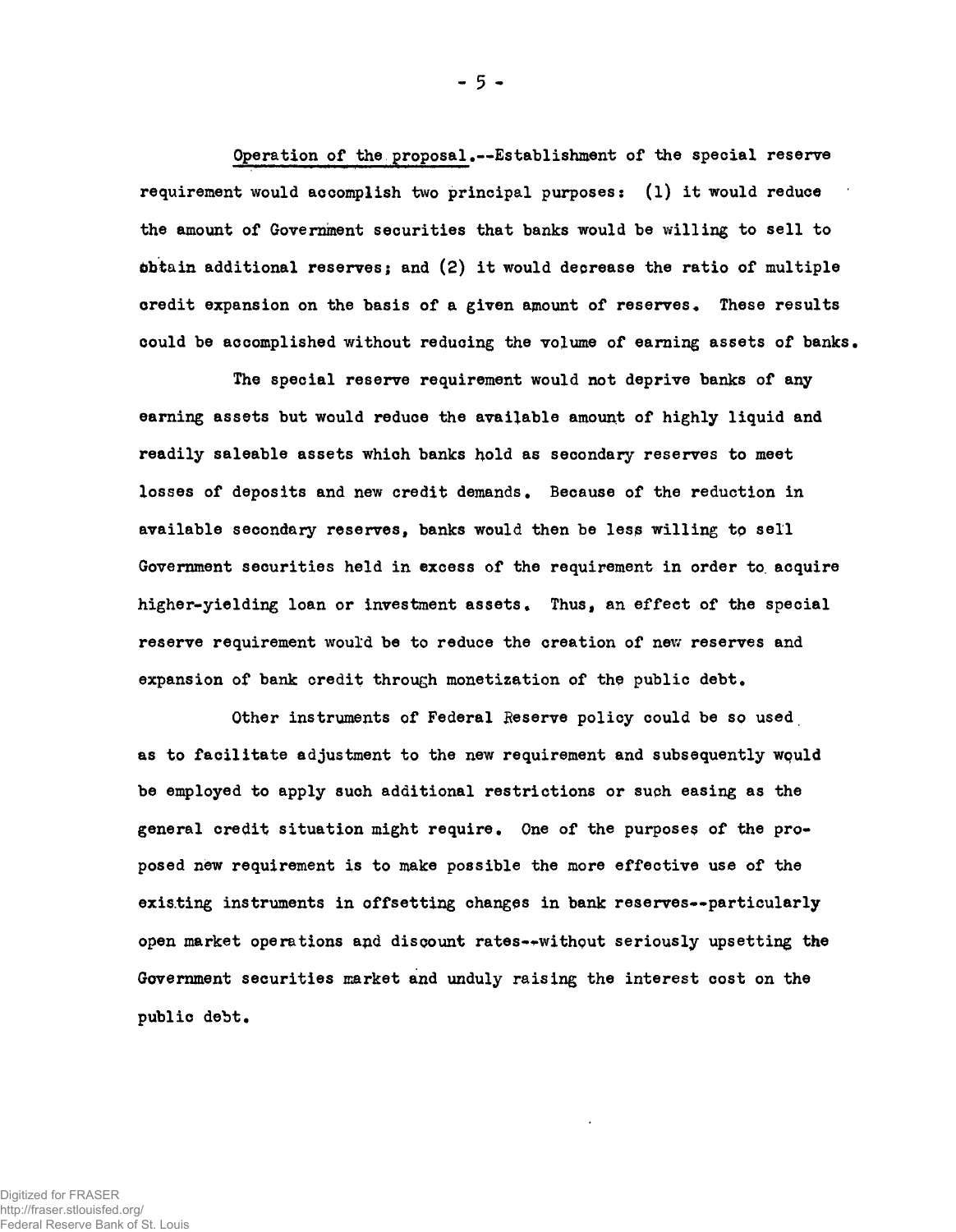Operation of the proposal.--Establishment of the special reserve requirement would accomplish two principal purposes: (1) it would reduce the amount of Government securities that banks would be willing to sell to obtain additional reserves; and (2) it would decrease the ratio of multiple credit expansion on the basis of a given amount of reserves. These results could be accomplished without reducing the volume of earning assets of banks.

The special reserve requirement would not deprive banks of any earning assets but would reduce the available amount of highly liquid and readily saleable assets which banks hold as secondary reserves to meet losses of deposits and new credit demands. Because of the reduction in available secondary reserves, banks would then be less willing to sell Government securities held in excess of the requirement in order to acquire higher-yielding loan or investment assets. Thus, an effect of the special reserve requirement would be to reduce the creation of new reserves and expansion of bank credit through monetization of the public debt.

Other instruments of Federal Reserve policy could be so used as to facilitate adjustment to the new requirement and subsequently would be employed to apply such additional restrictions or such easing as the general credit situation might require. One of the purposes of the proposed new requirement is to make possible the more effective use of the existing instruments in offsetting changes in bank reserves--particularly open market operations and discount rates--without seriously upsetting the Government securities market and unduly raising the interest cost on the public debt.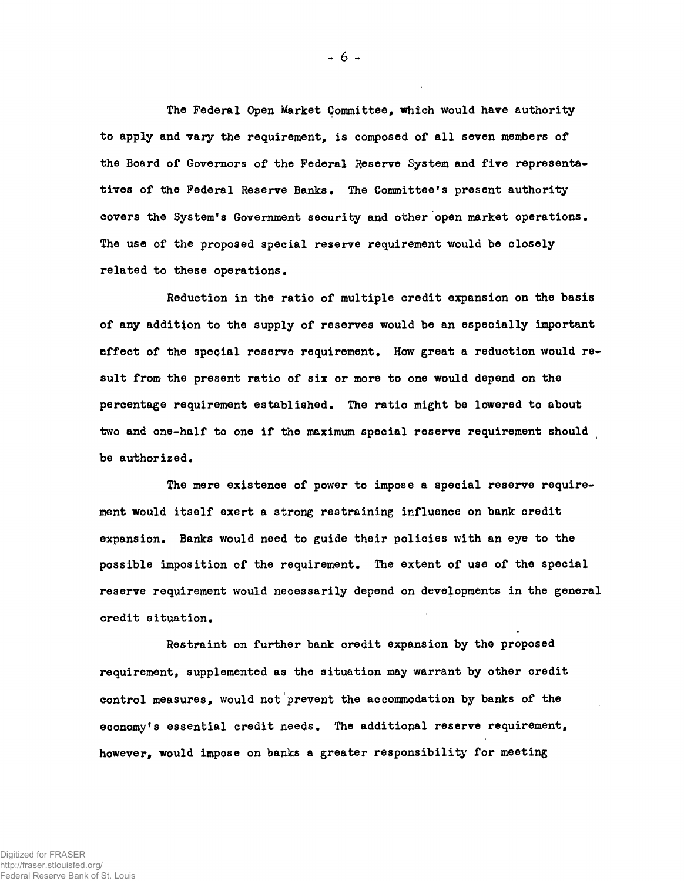The Federal Open Market Committee, which would have authority to apply and vary the requirement, is composed of all seven members of the Board of Governors of the Federal Reserve System and five representatives of the Federal Reserve Banks. The Committee's present authority covers the System's Government security and other open market operations. The use of the proposed special reserve requirement would be closely related to these operations.

Reduction in the ratio of multiple credit expansion on the basis of any addition to the supply of reserves would be an especially important effect of the special reserve requirement. How great a reduction would result from the present ratio of six or more to one would depend on the percentage requirement established. The ratio might be lowered to about two and one-half to one if the maximum special reserve requirement should be authorized.

The mere existence of power to impose a special reserve requirement would itself exert a strong restraining influence on bank credit expansion. Banks would need to guide their policies with an eye to the possible imposition of the requirement. The extent of use of the special reserve requirement would necessarily depend on developments in the general credit situation.

Restraint on further bank credit expansion by the proposed requirement, supplemented as the situation may warrant by other credit control measures, would not prevent the accommodation by banks of the economy's essential credit needs. The additional reserve requirement, however, would impose on banks a greater responsibility for meeting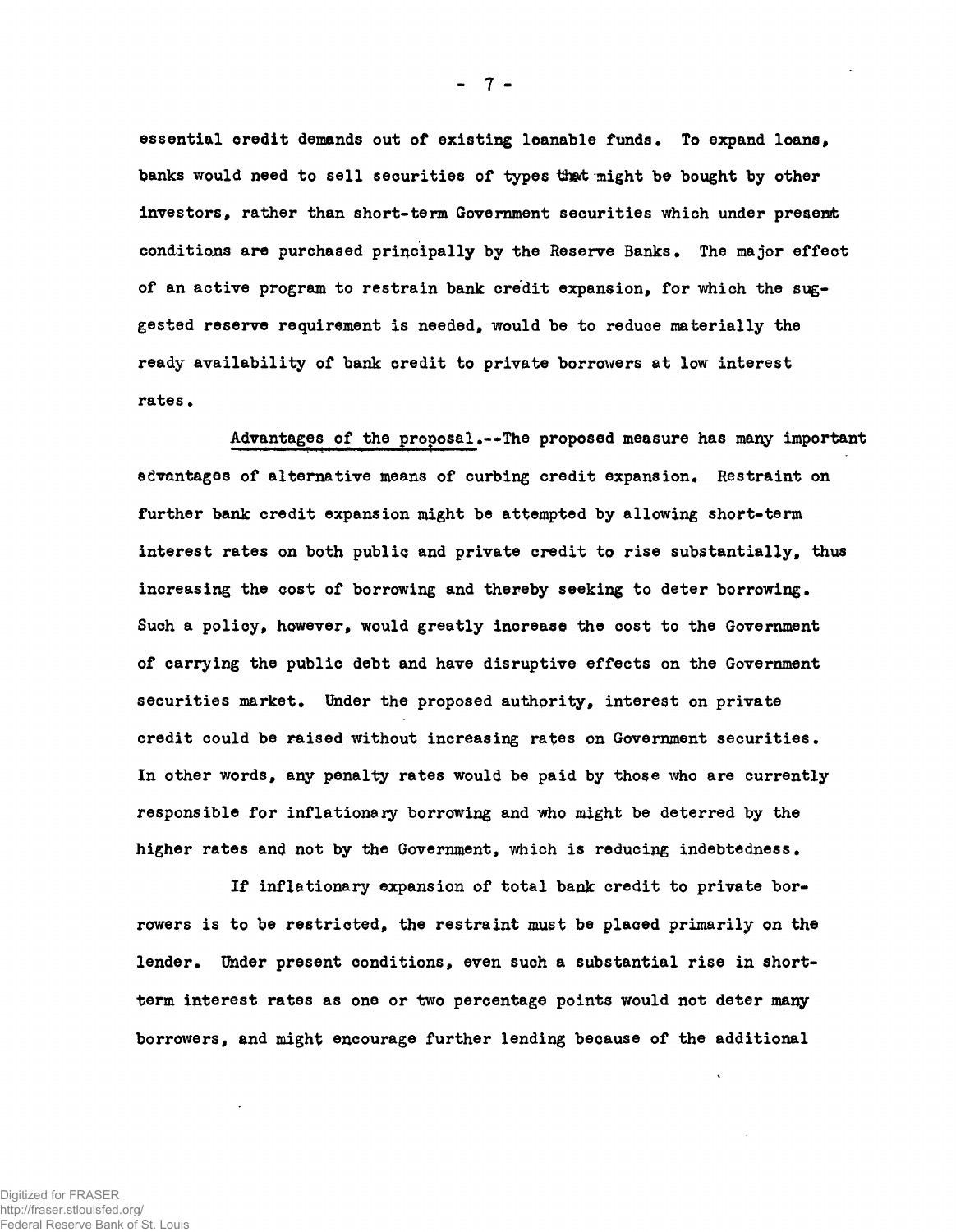essential credit demands out of existing loanable funds. To expand loans, banks would need to sell securities of types that might be bought by other investors, rather than short-term Government securities which under present conditions are purchased principally by the Reserve Banks. The major effect of an active program to restrain bank credit expansion, for which the suggested reserve requirement is needed, would be to reduce materially the ready availability of bank credit to private borrowers at low interest rates.

Advantages of the proposal.--The proposed measure has many important advantages of alternative means of curbing credit expansion. Restraint on further bank credit expansion might be attempted by allowing short-term interest rates on both public and private credit to rise substantially, thus increasing the cost of borrowing and thereby seeking to deter borrowing. Such a policy, however, would greatly increase the cost to the Government of carrying the public debt and have disruptive effects on the Government securities market. Under the proposed authority, interest on private credit could be raised without increasing rates on Government securities. In other words, any penalty rates would be paid by those who are currently responsible for inflationary borrowing and who might be deterred by the higher rates and not by the Government, which is reducing indebtedness.

If inflationary expansion of total bank credit to private borrowers is to be restricted, the restraint must be placed primarily on the lender. Under present conditions, even such a substantial rise in short-term interest rates as one or two percentage points would not deter many borrowers, and might encourage further lending because of the additional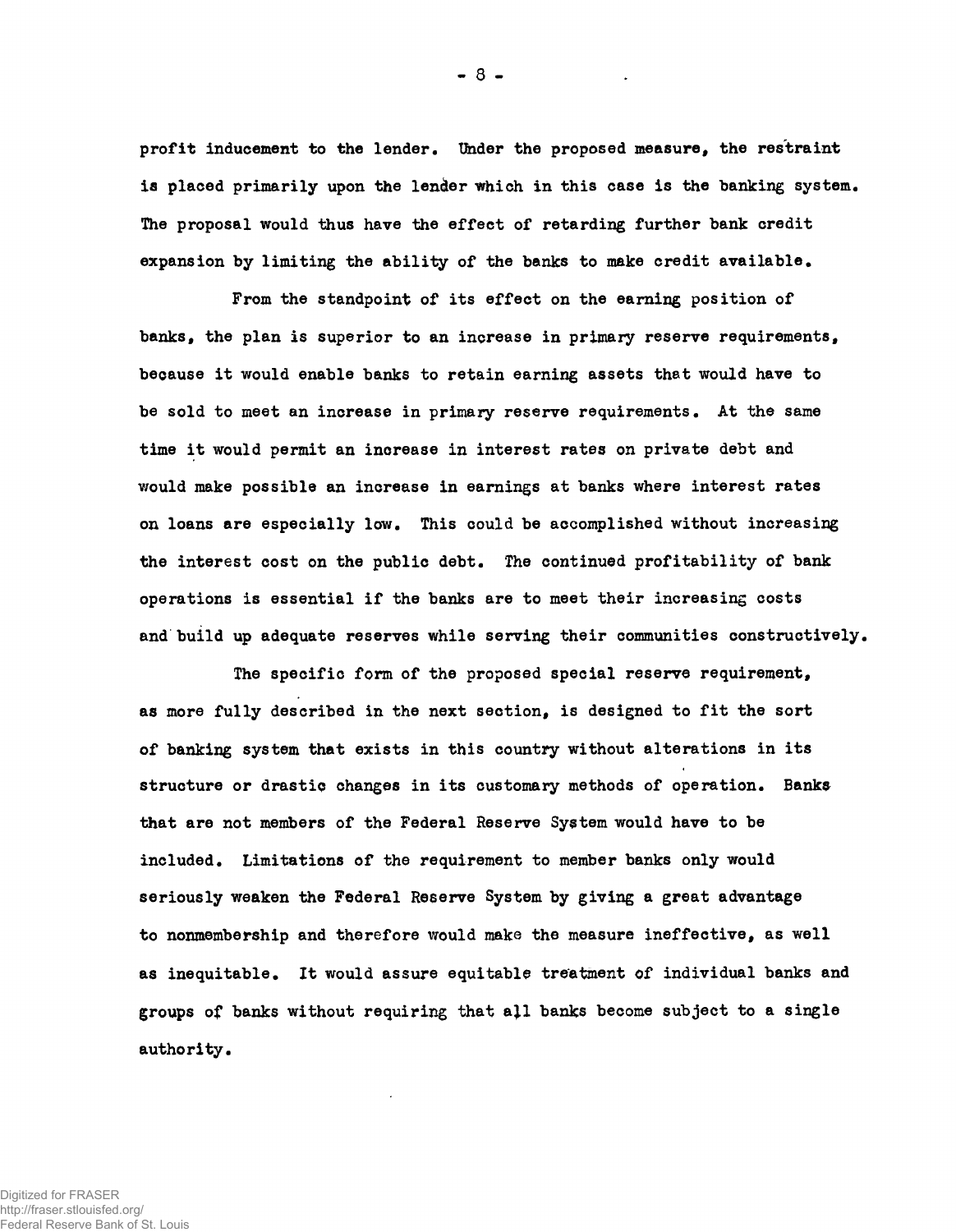profit inducement to the lender. Under the proposed measure, the restraint is placed primarily upon the lender which in this case is the banking system. The proposal would thus have the effect of retarding further bank credit expansion by limiting the ability of the banks to make credit available.

From the standpoint of its effect on the earning position of banks, the plan is superior to an increase in primary reserve requirements, because it would enable banks to retain earning assets that would have to be sold to meet an increase in primary reserve requirements. At the same time it would permit an increase in interest rates on private debt and would make possible an increase in earnings at banks where interest rates on loans are especially low. This could be accomplished without increasing the interest cost on the public debt. The continued profitability of bank operations is essential if the banks are to meet their increasing costs and build up adequate reserves while serving their communities constructively.

The specific form of the proposed special reserve requirement, as more fully described in the next section, is designed to fit the sort of banking system that exists in this country without alterations in its structure or drastic changes in its customary methods of operation. Banks that are not members of the Federal Reserve System would have to be included. Limitations of the requirement to member banks only would seriously weaken the Federal Reserve System by giving a great advantage to nonmembership and therefore would make the measure ineffective, as well as inequitable. It would assure equitable treatment of individual banks and groups of banks without requiring that all banks become subject to a single authority.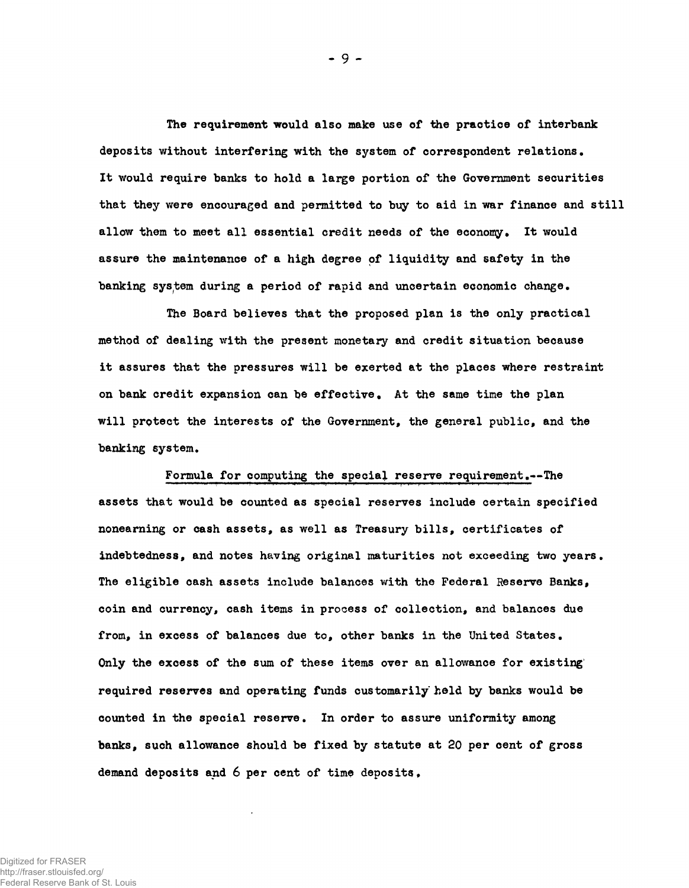The requirement would also make use of the practice of interbank deposits without interfering with the system of correspondent relations. It would require banks to hold a large portion of the Government securities that they were encouraged and permitted to buy to aid in war finance and still allow them to meet all essential credit needs of the economy. It would assure the maintenance of a high degree of liquidity and safety in the banking system during a period of rapid and uncertain economic change.

The Board believes that the proposed plan is the only practical method of dealing with the present monetary and credit situation because it assures that the pressures will be exerted at the places where restraint on bank credit expansion can be effective. At the same time the plan will protect the interests of the Government, the general public, and the banking system.

Formula for computing the special reserve requirement.--The assets that would be counted as special reserves include certain specified nonearning or cash assets, as well as Treasury bills, certificates of indebtedness, and notes having original maturities not exceeding two years. The eligible cash assets include balances with the Federal Reserve Banks, coin and currency, cash items in process of collection, and balances due from, in excess of balances due to, other banks in the United States. Only the excess of the sum of these items over an allowance for existing required reserves and operating funds customarily held by banks would be counted in the special reserve. In order to assure uniformity among banks, such allowance should be fixed by statute at 20 per cent of gross demand deposits and 6 per cent of time deposits.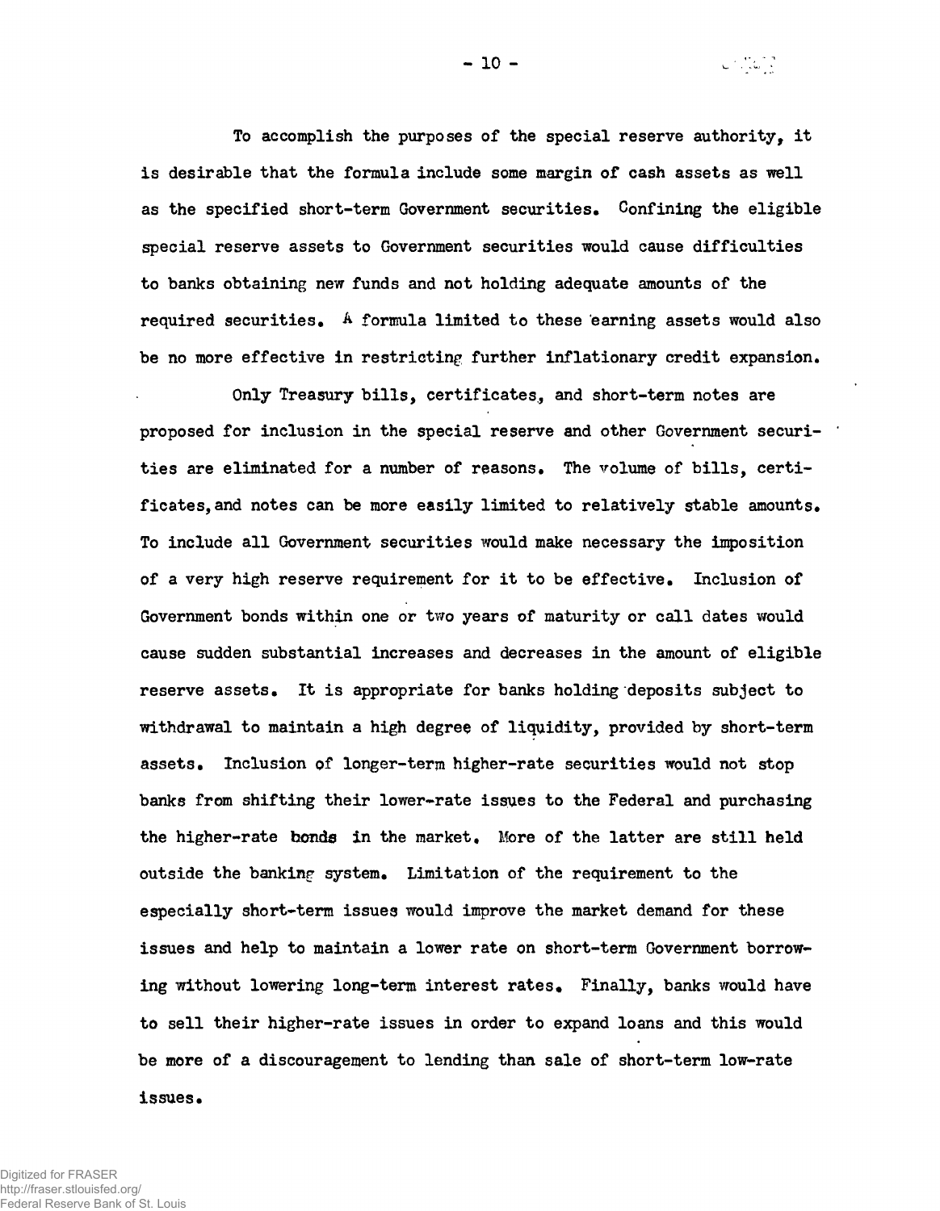To accomplish the purposes of the special reserve authority, it is desirable that the formula include some margin of cash assets as well as the specified short-term Government securities. Confining the eligible special reserve assets to Government securities would cause difficulties to banks obtaining new funds and not holding adequate amounts of the required securities. A formula limited to these earning assets would also be no more effective in restricting further inflationary credit expansion.

Only Treasury bills, certificates, and short-term notes are proposed for inclusion in the special reserve and other Government securities are eliminated for a number of reasons. The volume of bills, certificates, and notes can be more easily limited to relatively stable amounts. To include all Government securities would make necessary the imposition of a very high reserve requirement for it to be effective. Inclusion of Government bonds within one or two years of maturity or call dates would cause sudden substantial increases and decreases in the amount of eligible reserve assets. It is appropriate for banks holding deposits subject to withdrawal to maintain a high degree of liquidity, provided by short-term assets. Inclusion of longer-term higher-rate securities would not stop banks from shifting their lower-rate issues to the Federal and purchasing the higher-rate bonds in the market. More of the latter are still held outside the banking system. Limitation of the requirement to the especially short-term issues would improve the market demand for these issues and help to maintain a lower rate on short-term Government borrowing without lowering long-term interest rates. Finally, banks would have to sell their higher-rate issues in order to expand loans and this would be more of a discouragement to lending than sale of short-term low-rate issues.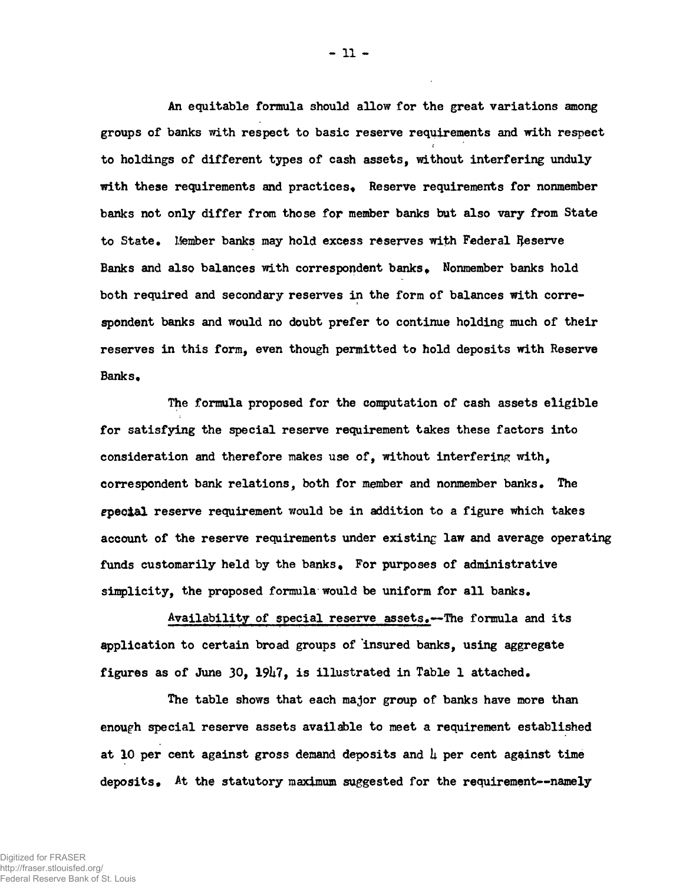An equitable formula should allow for the great variations among groups of banks with respect to basic reserve requirements and with respect to holdings of different types of cash assets, without interfering unduly with these requirements and practices. Reserve requirements for nonmember banks not only differ from those for member banks but also vary from State to State. Member banks may hold excess reserves with Federal Reserve Banks and also balances with correspondent banks. Nonmember banks hold both required and secondary reserves in the form of balances with correspondent banks and would no doubt prefer to continue holding much of their reserves in this form, even though permitted to hold deposits with Reserve Banks.

The formula proposed for the computation of cash assets eligible for satisfying the special reserve requirement takes these factors into consideration and therefore makes use of, without interfering with, correspondent bank relations, both for member and nonmember banks. The special reserve requirement would be in addition to a figure which takes account of the reserve requirements under existing law and average operating funds customarily held by the banks. For purposes of administrative simplicity, the proposed formula would be uniform for all banks.

Availability of special reserve assets.--The formula and its application to certain broad groups of insured banks, using aggregate figures as of June 30, 1947, is illustrated in Table 1 attached.

The table shows that each major group of banks have more than enough special reserve assets available to meet a requirement established at 10 per cent against gross demand deposits and 4 per cent against time deposits. At the statutory maximum suggested for the requirement--namely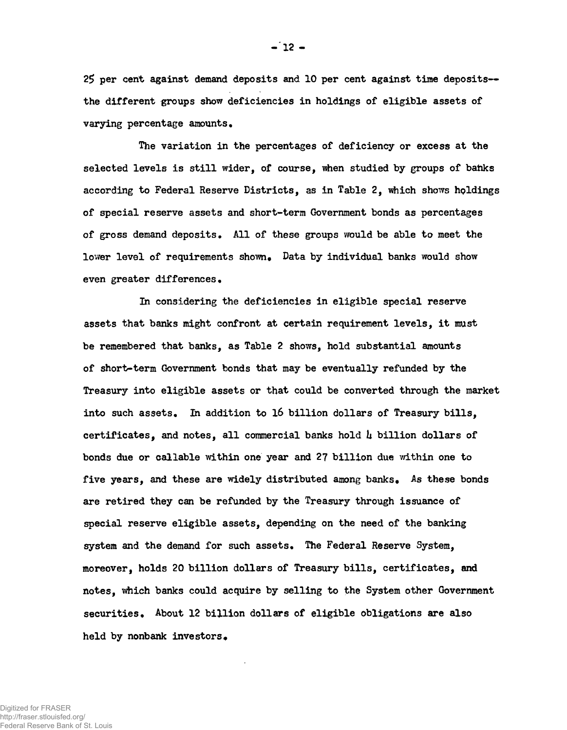25 per cent against demand deposits and 10 per cent against time deposits--the different groups show deficiencies in holdings of eligible assets of varying percentage amounts.

The variation in the percentages of deficiency or excess at the selected levels is still wider, of course, when studied by groups of banks according to Federal Reserve Districts, as in Table 2, which shows holdings of special reserve assets and short-term Government bonds as percentages of gross demand deposits. All of these groups would be able to meet the lower level of requirements shown. Data by individual banks would show even greater differences.

In considering the deficiencies in eligible special reserve assets that banks might confront at certain requirement levels, it must be remembered that banks, as Table 2 shows, hold substantial amounts of short-term Government bonds that may be eventually refunded by the Treasury into eligible assets or that could be converted through the market into such assets. In addition to 16 billion dollars of Treasury bills, certificates, and notes, all commercial banks hold 4 billion dollars of bonds due or callable within one year and 27 billion due within one to five years, and these are widely distributed among banks. As these bonds are retired they can be refunded by the Treasury through issuance of special reserve eligible assets, depending on the need of the banking system and the demand for such assets. The Federal Reserve System, moreover, holds 20 billion dollars of Treasury bills, certificates, and notes, which banks could acquire by selling to the System other Government securities. About 12 billion dollars of eligible obligations are also held by nonbank investors.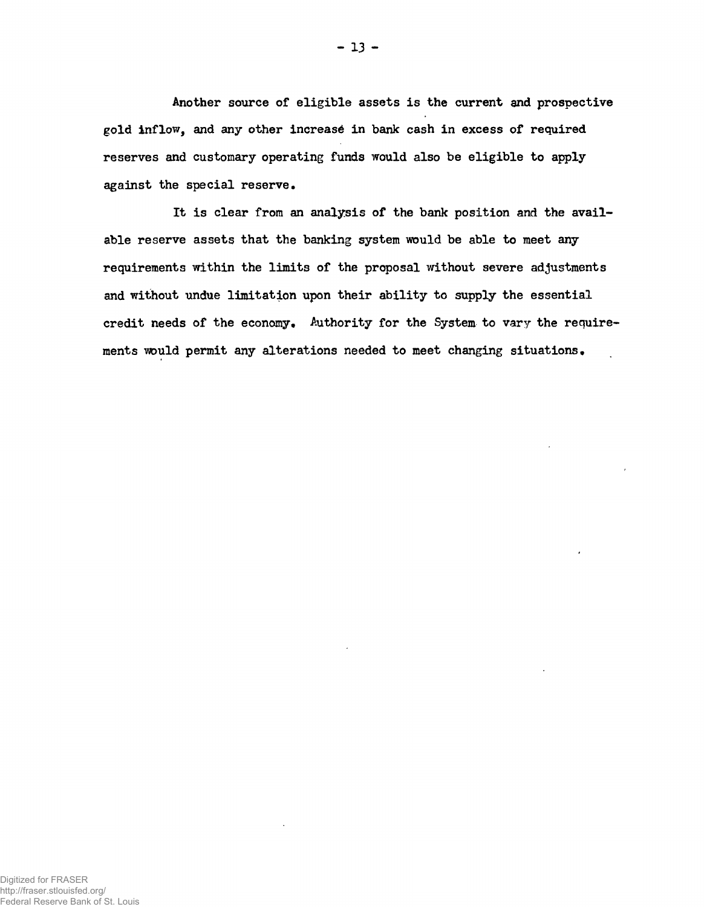Another source of eligible assets is the current and prospective gold inflow, and any other increase in bank cash in excess of required reserves and customary operating funds would also be eligible to apply against the special reserve.

It is clear from an analysis of the bank position and the available reserve assets that the banking system would be able to meet any requirements within the limits of the proposal without severe adjustments and without undue limitation upon their ability to supply the essential credit needs of the economy. Authority for the System to vary the requirements would permit any alterations needed to meet changing situations.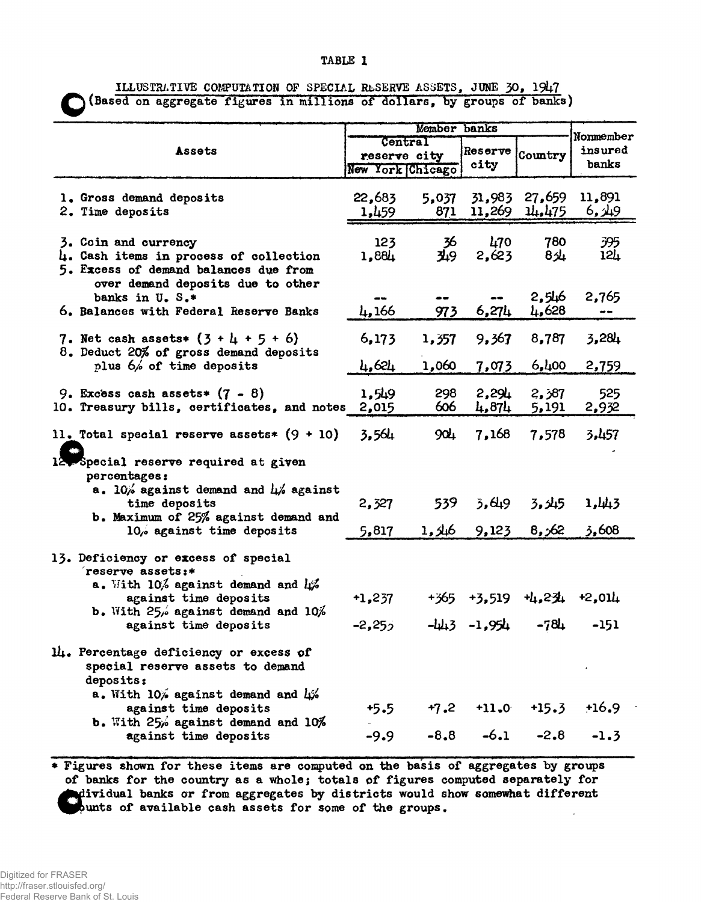TABLE 1

ILLUSTRATIVE COMPUTATION OF SPECIAL RESERVE ASSETS, JUNE 30, 1947
(Based on aggregate figures in millions of dollars, by groups of banks)

| Assets | Member banks | | | | Nonmember insured banks |
|---|---|---|---|---|---|
| | Central reserve city | | Reserve city | Country | |
| | New York | Chicago | | | |
| 1. Gross demand deposits | 22,683 | 5,037 | 31,983 | 27,659 | 11,891 |
| 2. Time deposits | 1,459 | 871 | 11,269 | 14,475 | 6,349 |
| 3. Coin and currency | 123 | 36 | 470 | 780 | 395 |
| 4. Cash items in process of collection | 1,884 | 349 | 2,623 | 834 | 124 |
| 5. Excess of demand balances due from over demand deposits due to other banks in U. S.* | -- | -- | -- | 2,546 | 2,765 |
| 6. Balances with Federal Reserve Banks | 4,166 | 973 | 6,274 | 4,628 | -- |
| 7. Net cash assets* (3 + 4 + 5 + 6) | 6,173 | 1,357 | 9,367 | 8,787 | 3,284 |
| 8. Deduct 20% of gross demand deposits plus 6% of time deposits | 4,624 | 1,060 | 7,073 | 6,400 | 2,759 |
| 9. Excess cash assets* (7 - 8) | 1,549 | 298 | 2,294 | 2,387 | 525 |
| 10. Treasury bills, certificates, and notes | 2,015 | 606 | 4,874 | 5,191 | 2,932 |
| 11. Total special reserve assets* (9 + 10) | 3,564 | 904 | 7,168 | 7,578 | 3,457 |
| 12. Special reserve required at given percentages: | | | | | |
| a. 10% against demand and 4% against time deposits | 2,327 | 539 | 3,649 | 3,345 | 1,443 |
| b. Maximum of 25% against demand and 10% against time deposits | 5,817 | 1,346 | 9,123 | 8,362 | 3,608 |
| 13. Deficiency or excess of special reserve assets:* | | | | | |
| a. With 10% against demand and 4% against time deposits | +1,237 | +365 | +3,519 | +4,234 | +2,014 |
| b. With 25% against demand and 10% against time deposits | -2,253 | -443 | -1,954 | -784 | -151 |
| 14. Percentage deficiency or excess of special reserve assets to demand deposits: | | | | | |
| a. With 10% against demand and 4% against time deposits | +5.5 | +7.2 | +11.0 | +15.3 | +16.9 |
| b. With 25% against demand and 10% against time deposits | -9.9 | -8.8 | -6.1 | -2.8 | -1.3 |

* Figures shown for these items are computed on the basis of aggregates by groups of banks for the country as a whole; totals of figures computed separately for individual banks or from aggregates by districts would show somewhat different amounts of available cash assets for some of the groups.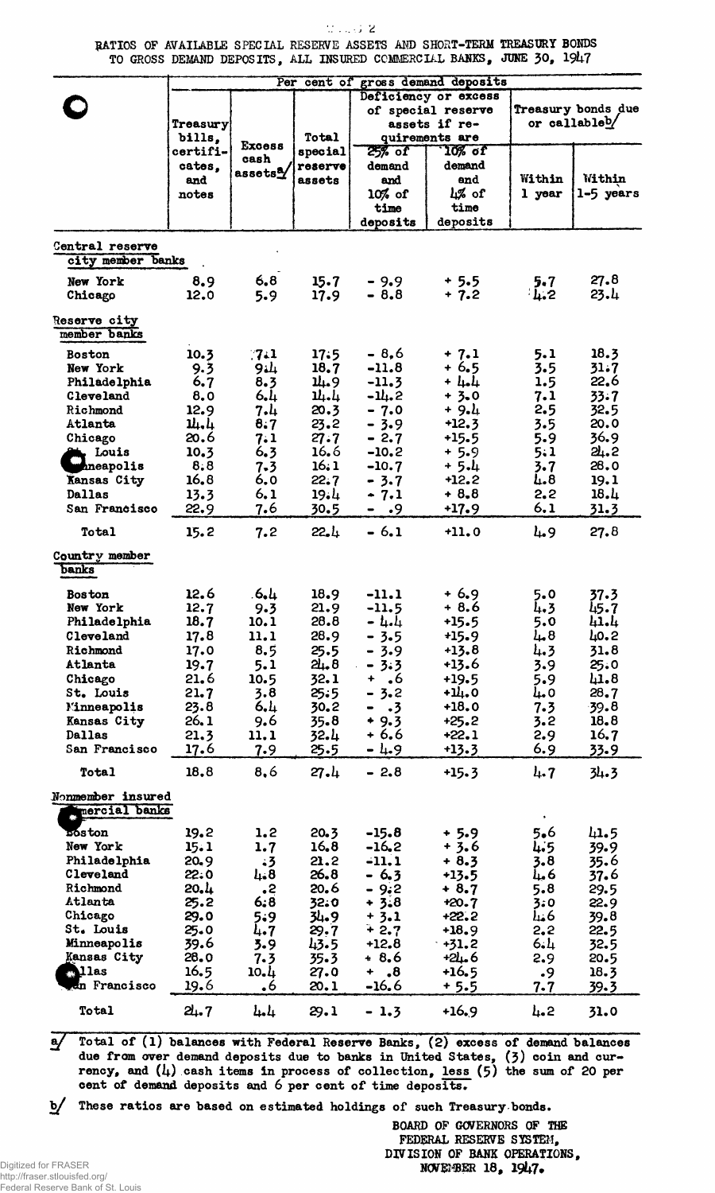RATIOS OF AVAILABLE SPECIAL RESERVE ASSETS AND SHORT-TERM TREASURY BONDS TO GROSS DEMAND DEPOSITS, ALL INSURED COMMERCIAL BANKS, JUNE 30, 1947

| | Per cent of gross demand deposits | | | | | | |
|---|---|---|---|---|---|---|---|
| | Treasury bills, certificates, and notes | Excess cash assets[a] | Total special reserve assets | Deficiency or excess of special reserve assets if requirements are 25% of demand and 10% of time deposits | Deficiency or excess of special reserve assets if requirements are 10% of demand and 4% of time deposits | Treasury bonds due or callable[b] Within 1 year | Treasury bonds due or callable[b] Within 1-5 years |
| **Central reserve city member banks** | | | | | | | |
| New York | 8.9 | 6.8 | 15.7 | - 9.9 | + 5.5 | 5.7 | 27.8 |
| Chicago | 12.0 | 5.9 | 17.9 | - 8.8 | + 7.2 | 4.2 | 23.4 |
| **Reserve city member banks** | | | | | | | |
| Boston | 10.3 | 7.1 | 17.5 | - 8.6 | + 7.1 | 5.1 | 18.3 |
| New York | 9.3 | 9.4 | 18.7 | -11.8 | + 6.5 | 3.5 | 31.7 |
| Philadelphia | 6.7 | 8.3 | 14.9 | -11.3 | + 4.4 | 1.5 | 22.6 |
| Cleveland | 8.0 | 6.4 | 14.4 | -14.2 | + 3.0 | 7.1 | 33.7 |
| Richmond | 12.9 | 7.4 | 20.3 | - 7.0 | + 9.4 | 2.5 | 32.5 |
| Atlanta | 14.4 | 8.7 | 23.2 | - 3.9 | +12.3 | 3.5 | 20.0 |
| Chicago | 20.6 | 7.1 | 27.7 | - 2.7 | +15.5 | 5.9 | 36.9 |
| St. Louis | 10.3 | 6.3 | 16.6 | -10.2 | + 5.9 | 5.1 | 24.2 |
| Minneapolis | 8.8 | 7.3 | 16.1 | -10.7 | + 5.4 | 3.7 | 28.0 |
| Kansas City | 16.8 | 6.0 | 22.7 | - 3.7 | +12.2 | 4.8 | 19.1 |
| Dallas | 13.3 | 6.1 | 19.4 | - 7.1 | + 8.8 | 2.2 | 18.4 |
| San Francisco | 22.9 | 7.6 | 30.5 | - .9 | +17.9 | 6.1 | 31.3 |
| Total | 15.2 | 7.2 | 22.4 | - 6.1 | +11.0 | 4.9 | 27.8 |
| **Country member banks** | | | | | | | |
| Boston | 12.6 | 6.4 | 18.9 | -11.1 | + 6.9 | 5.0 | 37.3 |
| New York | 12.7 | 9.3 | 21.9 | -11.5 | + 8.6 | 4.3 | 45.7 |
| Philadelphia | 18.7 | 10.1 | 28.8 | - 4.4 | +15.5 | 5.0 | 41.4 |
| Cleveland | 17.8 | 11.1 | 28.9 | - 3.5 | +15.9 | 4.8 | 40.2 |
| Richmond | 17.0 | 8.5 | 25.5 | - 3.9 | +13.8 | 4.3 | 31.8 |
| Atlanta | 19.7 | 5.1 | 24.8 | - 3.3 | +13.6 | 3.9 | 25.0 |
| Chicago | 21.6 | 10.5 | 32.1 | + .6 | +19.5 | 5.9 | 41.8 |
| St. Louis | 21.7 | 3.8 | 25.5 | - 3.2 | +14.0 | 4.0 | 28.7 |
| Minneapolis | 23.8 | 6.4 | 30.2 | - .3 | +18.0 | 7.3 | 39.8 |
| Kansas City | 26.1 | 9.6 | 35.8 | + 9.3 | +25.2 | 3.2 | 18.8 |
| Dallas | 21.3 | 11.1 | 32.4 | + 6.6 | +22.1 | 2.9 | 16.7 |
| San Francisco | 17.6 | 7.9 | 25.5 | - 4.9 | +13.3 | 6.9 | 33.9 |
| Total | 18.8 | 8.6 | 27.4 | - 2.8 | +15.3 | 4.7 | 34.3 |
| **Nonmember insured commercial banks** | | | | | | | |
| Boston | 19.2 | 1.2 | 20.3 | -15.8 | + 5.9 | 5.6 | 41.5 |
| New York | 15.1 | 1.7 | 16.8 | -16.2 | + 3.6 | 4.5 | 39.9 |
| Philadelphia | 20.9 | .3 | 21.2 | -11.1 | + 8.3 | 3.8 | 35.6 |
| Cleveland | 22.0 | 4.8 | 26.8 | - 6.3 | +13.5 | 4.6 | 37.6 |
| Richmond | 20.4 | .2 | 20.6 | - 9.2 | + 8.7 | 5.8 | 29.5 |
| Atlanta | 25.2 | 6.8 | 32.0 | + 3.8 | +20.7 | 3.0 | 22.9 |
| Chicago | 29.0 | 5.9 | 34.9 | + 3.1 | +22.2 | 4.6 | 39.8 |
| St. Louis | 25.0 | 4.7 | 29.7 | + 2.7 | +18.9 | 2.2 | 22.5 |
| Minneapolis | 39.6 | 3.9 | 43.5 | +12.8 | +31.2 | 6.4 | 32.5 |
| Kansas City | 28.0 | 7.3 | 35.3 | + 8.6 | +24.6 | 2.9 | 20.5 |
| Dallas | 16.5 | 10.4 | 27.0 | + .8 | +16.5 | .9 | 18.3 |
| San Francisco | 19.6 | .6 | 20.1 | -16.6 | + 5.5 | 7.7 | 39.3 |
| Total | 24.7 | 4.4 | 29.1 | - 1.3 | +16.9 | 4.2 | 31.0 |

a/ Total of (1) balances with Federal Reserve Banks, (2) excess of demand balances due from over demand deposits due to banks in United States, (3) coin and currency, and (4) cash items in process of collection, less (5) the sum of 20 per cent of demand deposits and 6 per cent of time deposits.

b/ These ratios are based on estimated holdings of such Treasury bonds.

BOARD OF GOVERNORS OF THE
FEDERAL RESERVE SYSTEM,
DIVISION OF BANK OPERATIONS,
NOVEMBER 18, 1947.